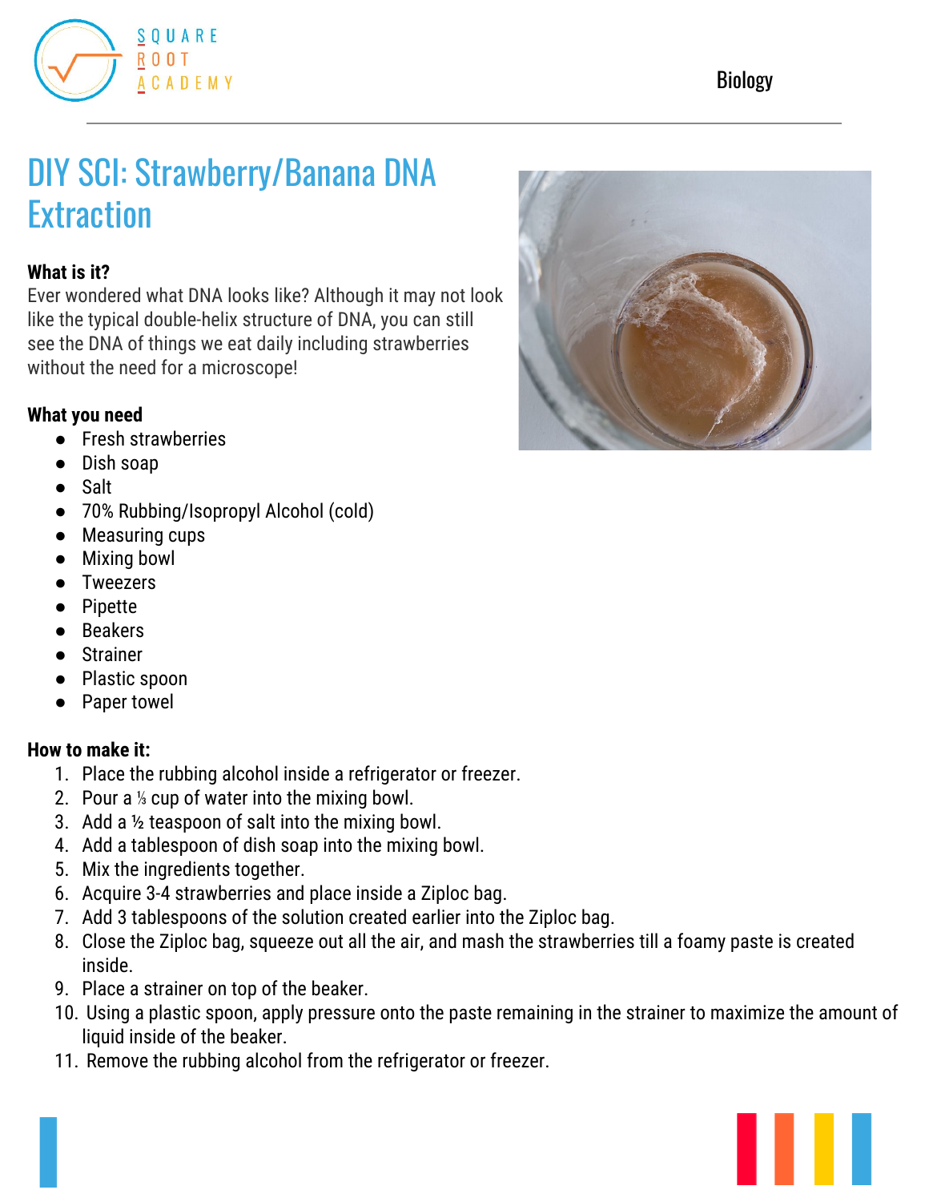# DIY SCI: Strawberry/Banana DNA Extraction

**What is it?**

Ever wondered what DNA looks like? Although it may not look like the typical double-helix structure of DNA, you can still see the DNA of things we eat daily including strawberries without the need for a microscope!

**What you need**

- Fresh strawberries
- Dish soap
- Salt
- 70% Rubbing/Isopropyl Alcohol (cold)
- Measuring cups
- Mixing bowl
- Tweezers
- Pipette
- Beakers
- Strainer
- Plastic spoon
- Paper towel

**How to make it:**

1. Place the rubbing alcohol inside a refrigerator or freezer.
2. Pour a ⅓ cup of water into the mixing bowl.
3. Add a ½ teaspoon of salt into the mixing bowl.
4. Add a tablespoon of dish soap into the mixing bowl.
5. Mix the ingredients together.
6. Acquire 3-4 strawberries and place inside a Ziploc bag.
7. Add 3 tablespoons of the solution created earlier into the Ziploc bag.
8. Close the Ziploc bag, squeeze out all the air, and mash the strawberries till a foamy paste is created inside.
9. Place a strainer on top of the beaker.
10. Using a plastic spoon, apply pressure onto the paste remaining in the strainer to maximize the amount of liquid inside of the beaker.
11. Remove the rubbing alcohol from the refrigerator or freezer.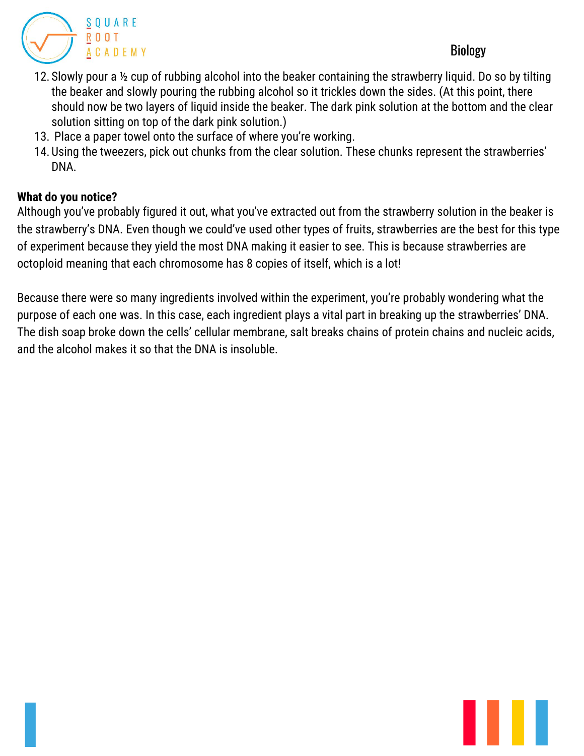12. Slowly pour a ½ cup of rubbing alcohol into the beaker containing the strawberry liquid. Do so by tilting the beaker and slowly pouring the rubbing alcohol so it trickles down the sides. (At this point, there should now be two layers of liquid inside the beaker. The dark pink solution at the bottom and the clear solution sitting on top of the dark pink solution.)
13. Place a paper towel onto the surface of where you're working.
14. Using the tweezers, pick out chunks from the clear solution. These chunks represent the strawberries' DNA.

**What do you notice?**

Although you've probably figured it out, what you've extracted out from the strawberry solution in the beaker is the strawberry's DNA. Even though we could've used other types of fruits, strawberries are the best for this type of experiment because they yield the most DNA making it easier to see. This is because strawberries are octoploid meaning that each chromosome has 8 copies of itself, which is a lot!

Because there were so many ingredients involved within the experiment, you're probably wondering what the purpose of each one was. In this case, each ingredient plays a vital part in breaking up the strawberries' DNA. The dish soap broke down the cells' cellular membrane, salt breaks chains of protein chains and nucleic acids, and the alcohol makes it so that the DNA is insoluble.